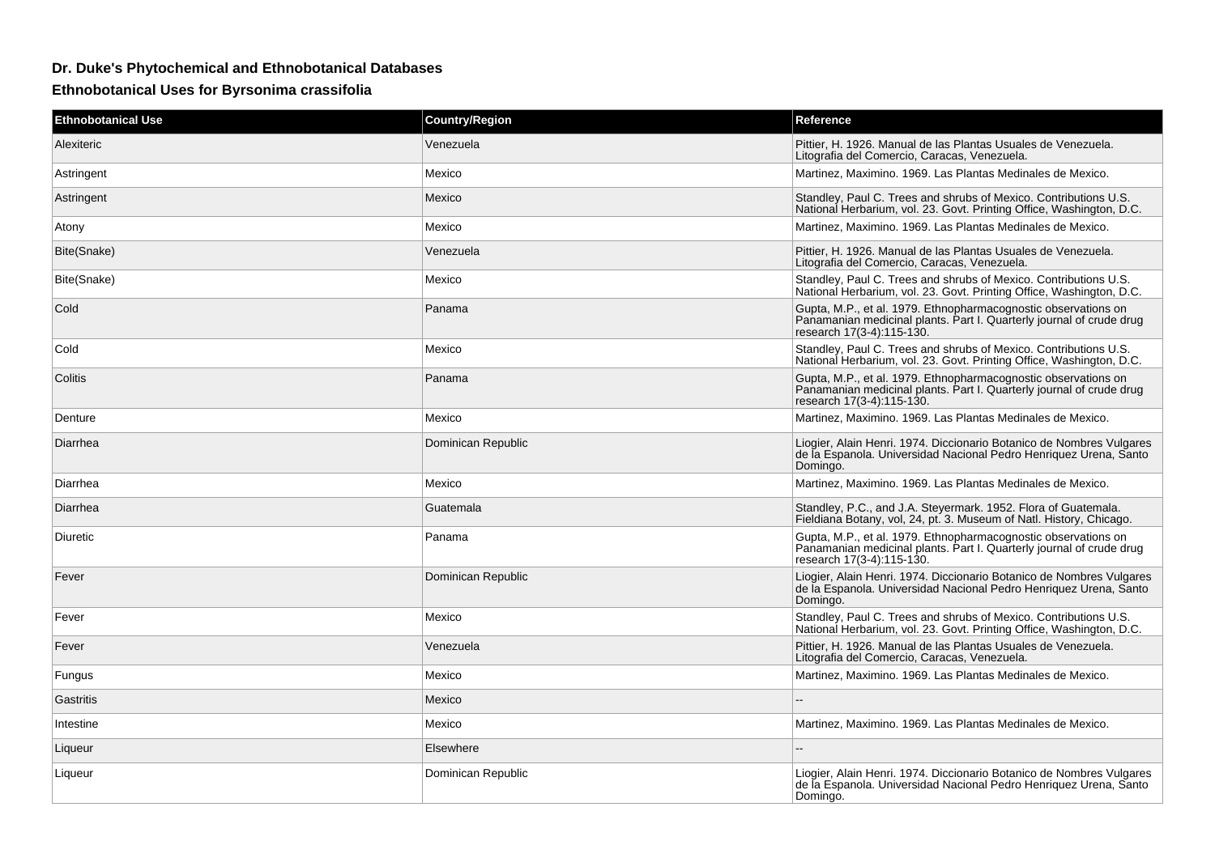## Dr. Duke's Phytochemical and Ethnobotanical Databases

### Ethnobotanical Uses for Byrsonima crassifolia

| Ethnobotanical Use | Country/Region | Reference |
| --- | --- | --- |
| Alexiteric | Venezuela | Pittier, H. 1926. Manual de las Plantas Usuales de Venezuela. Litografia del Comercio, Caracas, Venezuela. |
| Astringent | Mexico | Martinez, Maximino. 1969. Las Plantas Medinales de Mexico. |
| Astringent | Mexico | Standley, Paul C. Trees and shrubs of Mexico. Contributions U.S. National Herbarium, vol. 23. Govt. Printing Office, Washington, D.C. |
| Atony | Mexico | Martinez, Maximino. 1969. Las Plantas Medinales de Mexico. |
| Bite(Snake) | Venezuela | Pittier, H. 1926. Manual de las Plantas Usuales de Venezuela. Litografia del Comercio, Caracas, Venezuela. |
| Bite(Snake) | Mexico | Standley, Paul C. Trees and shrubs of Mexico. Contributions U.S. National Herbarium, vol. 23. Govt. Printing Office, Washington, D.C. |
| Cold | Panama | Gupta, M.P., et al. 1979. Ethnopharmacognostic observations on Panamanian medicinal plants. Part I. Quarterly journal of crude drug research 17(3-4):115-130. |
| Cold | Mexico | Standley, Paul C. Trees and shrubs of Mexico. Contributions U.S. National Herbarium, vol. 23. Govt. Printing Office, Washington, D.C. |
| Colitis | Panama | Gupta, M.P., et al. 1979. Ethnopharmacognostic observations on Panamanian medicinal plants. Part I. Quarterly journal of crude drug research 17(3-4):115-130. |
| Denture | Mexico | Martinez, Maximino. 1969. Las Plantas Medinales de Mexico. |
| Diarrhea | Dominican Republic | Liogier, Alain Henri. 1974. Diccionario Botanico de Nombres Vulgares de la Espanola. Universidad Nacional Pedro Henriquez Urena, Santo Domingo. |
| Diarrhea | Mexico | Martinez, Maximino. 1969. Las Plantas Medinales de Mexico. |
| Diarrhea | Guatemala | Standley, P.C., and J.A. Steyermark. 1952. Flora of Guatemala. Fieldiana Botany, vol, 24, pt. 3. Museum of Natl. History, Chicago. |
| Diuretic | Panama | Gupta, M.P., et al. 1979. Ethnopharmacognostic observations on Panamanian medicinal plants. Part I. Quarterly journal of crude drug research 17(3-4):115-130. |
| Fever | Dominican Republic | Liogier, Alain Henri. 1974. Diccionario Botanico de Nombres Vulgares de la Espanola. Universidad Nacional Pedro Henriquez Urena, Santo Domingo. |
| Fever | Mexico | Standley, Paul C. Trees and shrubs of Mexico. Contributions U.S. National Herbarium, vol. 23. Govt. Printing Office, Washington, D.C. |
| Fever | Venezuela | Pittier, H. 1926. Manual de las Plantas Usuales de Venezuela. Litografia del Comercio, Caracas, Venezuela. |
| Fungus | Mexico | Martinez, Maximino. 1969. Las Plantas Medinales de Mexico. |
| Gastritis | Mexico | -- |
| Intestine | Mexico | Martinez, Maximino. 1969. Las Plantas Medinales de Mexico. |
| Liqueur | Elsewhere | -- |
| Liqueur | Dominican Republic | Liogier, Alain Henri. 1974. Diccionario Botanico de Nombres Vulgares de la Espanola. Universidad Nacional Pedro Henriquez Urena, Santo Domingo. |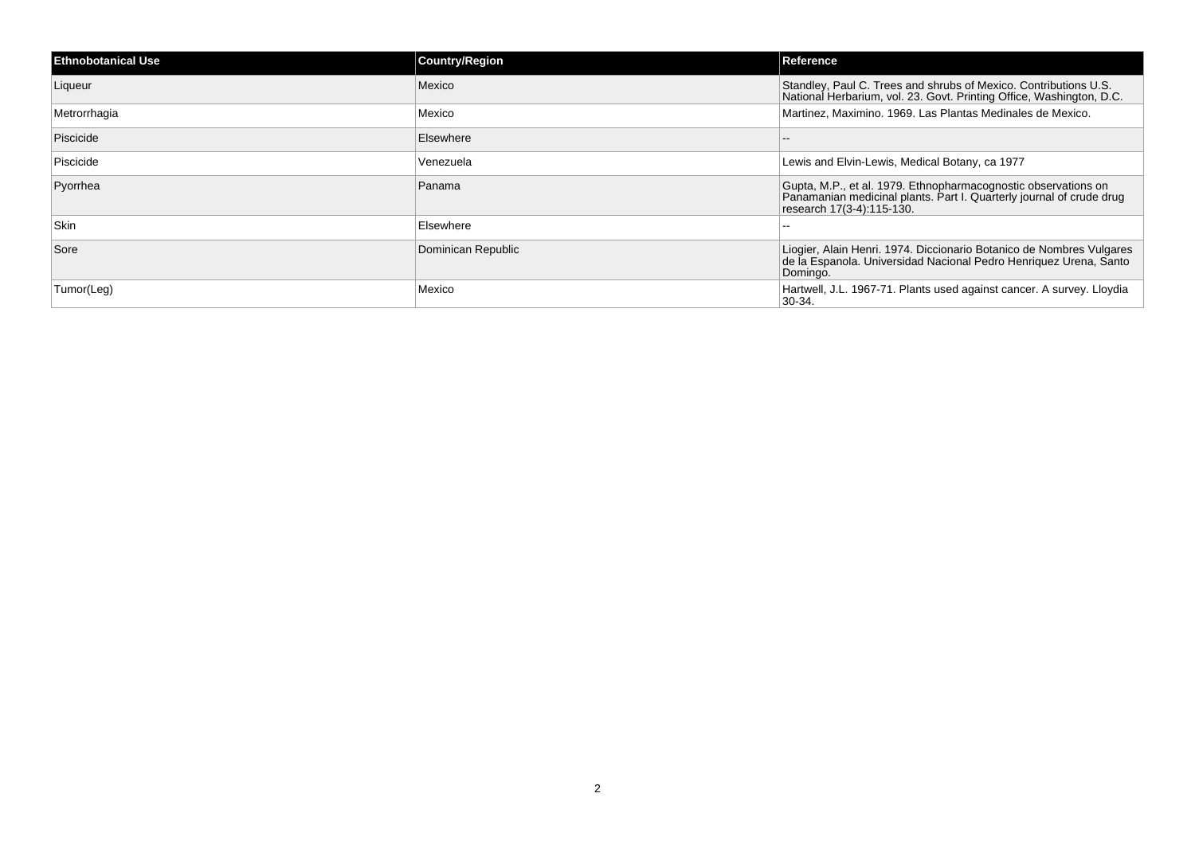| Ethnobotanical Use | Country/Region | Reference |
| --- | --- | --- |
| Liqueur | Mexico | Standley, Paul C. Trees and shrubs of Mexico. Contributions U.S. National Herbarium, vol. 23. Govt. Printing Office, Washington, D.C. |
| Metrorrhagia | Mexico | Martinez, Maximino. 1969. Las Plantas Medinales de Mexico. |
| Piscicide | Elsewhere | -- |
| Piscicide | Venezuela | Lewis and Elvin-Lewis, Medical Botany, ca 1977 |
| Pyorrhea | Panama | Gupta, M.P., et al. 1979. Ethnopharmacognostic observations on Panamanian medicinal plants. Part I. Quarterly journal of crude drug research 17(3-4):115-130. |
| Skin | Elsewhere | -- |
| Sore | Dominican Republic | Liogier, Alain Henri. 1974. Diccionario Botanico de Nombres Vulgares de la Espanola. Universidad Nacional Pedro Henriquez Urena, Santo Domingo. |
| Tumor(Leg) | Mexico | Hartwell, J.L. 1967-71. Plants used against cancer. A survey. Lloydia 30-34. |